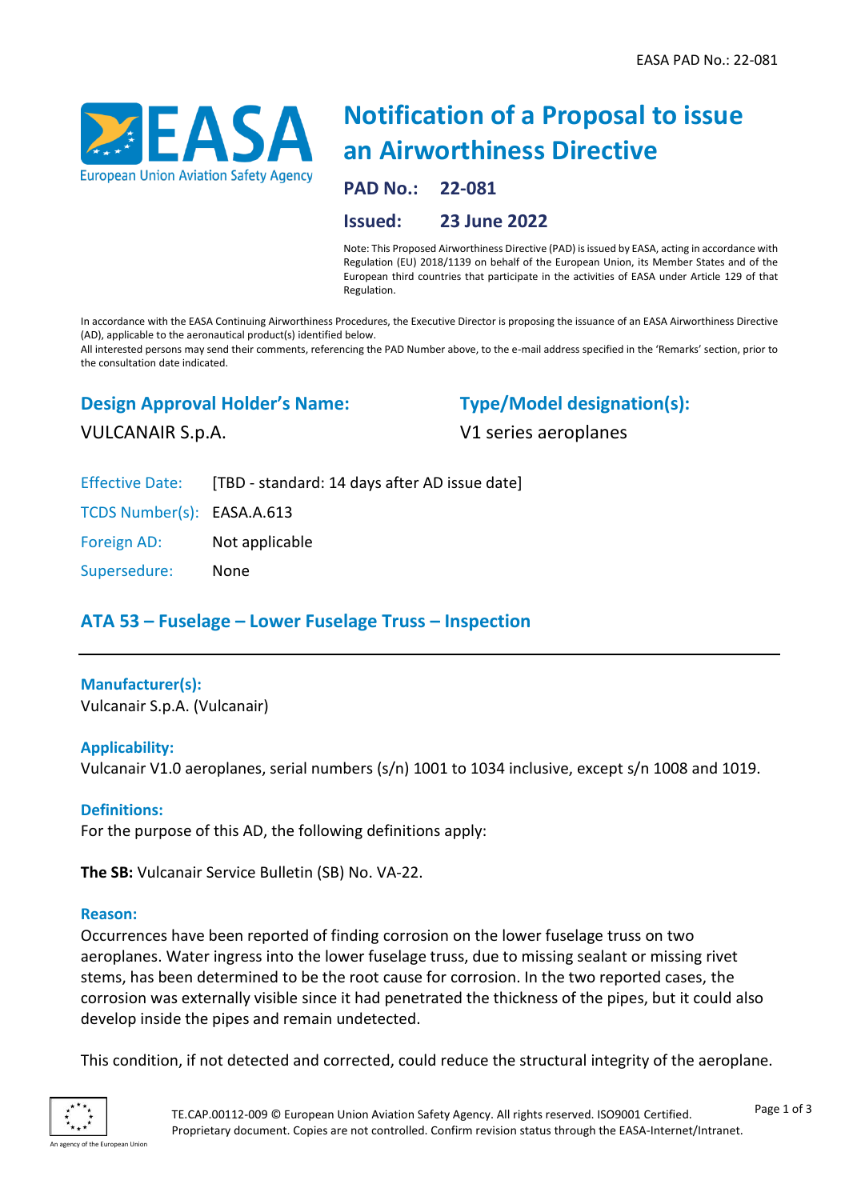EASA PAD No.: 22-081

# Notification of a Proposal to issue an Airworthiness Directive

**PAD No.:** 22-081

**Issued:** 23 June 2022

Note: This Proposed Airworthiness Directive (PAD) is issued by EASA, acting in accordance with Regulation (EU) 2018/1139 on behalf of the European Union, its Member States and of the European third countries that participate in the activities of EASA under Article 129 of that Regulation.

In accordance with the EASA Continuing Airworthiness Procedures, the Executive Director is proposing the issuance of an EASA Airworthiness Directive (AD), applicable to the aeronautical product(s) identified below.
All interested persons may send their comments, referencing the PAD Number above, to the e-mail address specified in the 'Remarks' section, prior to the consultation date indicated.

## Design Approval Holder's Name:

VULCANAIR S.p.A.

## Type/Model designation(s):

V1 series aeroplanes

| | |
|---|---|
| Effective Date: | [TBD - standard: 14 days after AD issue date] |
| TCDS Number(s): | EASA.A.613 |
| Foreign AD: | Not applicable |
| Supersedure: | None |

## ATA 53 – Fuselage – Lower Fuselage Truss – Inspection

### Manufacturer(s):

Vulcanair S.p.A. (Vulcanair)

### Applicability:

Vulcanair V1.0 aeroplanes, serial numbers (s/n) 1001 to 1034 inclusive, except s/n 1008 and 1019.

### Definitions:

For the purpose of this AD, the following definitions apply:

**The SB:** Vulcanair Service Bulletin (SB) No. VA-22.

### Reason:

Occurrences have been reported of finding corrosion on the lower fuselage truss on two aeroplanes. Water ingress into the lower fuselage truss, due to missing sealant or missing rivet stems, has been determined to be the root cause for corrosion. In the two reported cases, the corrosion was externally visible since it had penetrated the thickness of the pipes, but it could also develop inside the pipes and remain undetected.

This condition, if not detected and corrected, could reduce the structural integrity of the aeroplane.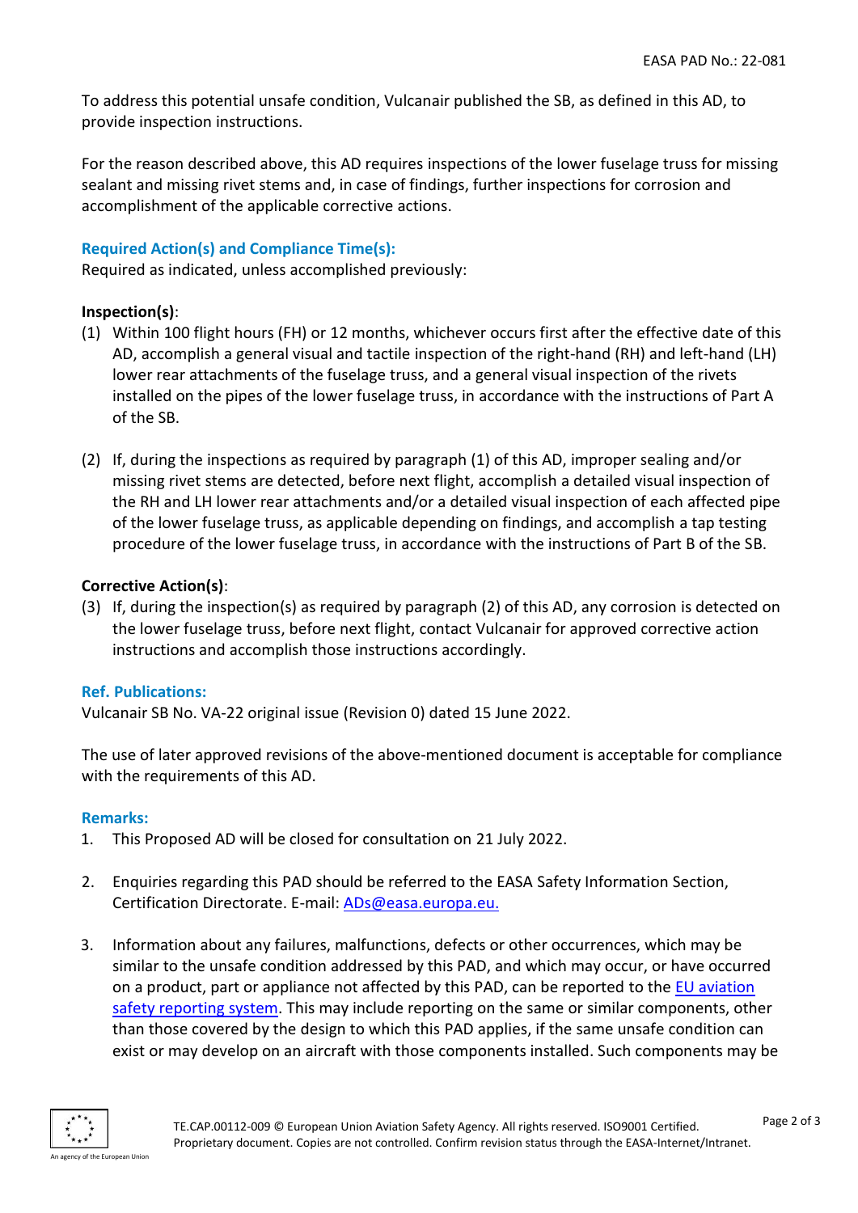To address this potential unsafe condition, Vulcanair published the SB, as defined in this AD, to provide inspection instructions.

For the reason described above, this AD requires inspections of the lower fuselage truss for missing sealant and missing rivet stems and, in case of findings, further inspections for corrosion and accomplishment of the applicable corrective actions.

### Required Action(s) and Compliance Time(s):

Required as indicated, unless accomplished previously:

**Inspection(s)**:

(1) Within 100 flight hours (FH) or 12 months, whichever occurs first after the effective date of this AD, accomplish a general visual and tactile inspection of the right-hand (RH) and left-hand (LH) lower rear attachments of the fuselage truss, and a general visual inspection of the rivets installed on the pipes of the lower fuselage truss, in accordance with the instructions of Part A of the SB.

(2) If, during the inspections as required by paragraph (1) of this AD, improper sealing and/or missing rivet stems are detected, before next flight, accomplish a detailed visual inspection of the RH and LH lower rear attachments and/or a detailed visual inspection of each affected pipe of the lower fuselage truss, as applicable depending on findings, and accomplish a tap testing procedure of the lower fuselage truss, in accordance with the instructions of Part B of the SB.

**Corrective Action(s)**:

(3) If, during the inspection(s) as required by paragraph (2) of this AD, any corrosion is detected on the lower fuselage truss, before next flight, contact Vulcanair for approved corrective action instructions and accomplish those instructions accordingly.

### Ref. Publications:

Vulcanair SB No. VA-22 original issue (Revision 0) dated 15 June 2022.

The use of later approved revisions of the above-mentioned document is acceptable for compliance with the requirements of this AD.

### Remarks:

1. This Proposed AD will be closed for consultation on 21 July 2022.

2. Enquiries regarding this PAD should be referred to the EASA Safety Information Section, Certification Directorate. E-mail: ADs@easa.europa.eu.

3. Information about any failures, malfunctions, defects or other occurrences, which may be similar to the unsafe condition addressed by this PAD, and which may occur, or have occurred on a product, part or appliance not affected by this PAD, can be reported to the EU aviation safety reporting system. This may include reporting on the same or similar components, other than those covered by the design to which this PAD applies, if the same unsafe condition can exist or may develop on an aircraft with those components installed. Such components may be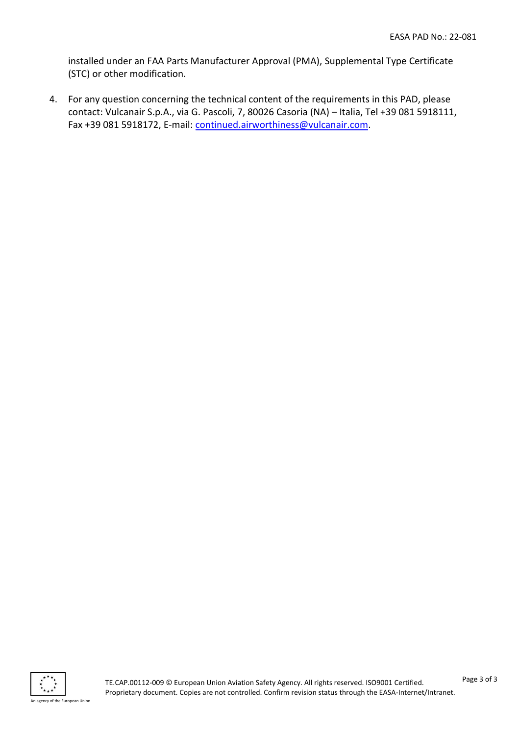installed under an FAA Parts Manufacturer Approval (PMA), Supplemental Type Certificate (STC) or other modification.

4. For any question concerning the technical content of the requirements in this PAD, please contact: Vulcanair S.p.A., via G. Pascoli, 7, 80026 Casoria (NA) – Italia, Tel +39 081 5918111, Fax +39 081 5918172, E-mail: continued.airworthiness@vulcanair.com.